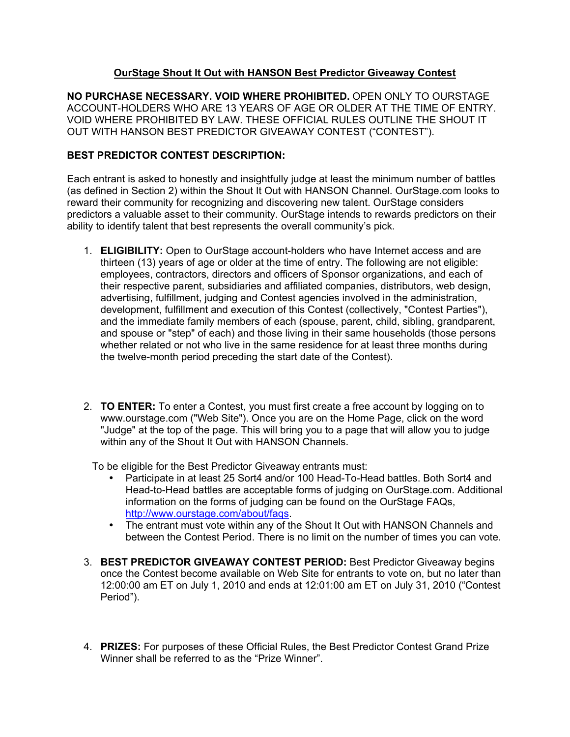# OurStage Shout It Out with HANSON Best Predictor Giveaway Contest

**NO PURCHASE NECESSARY. VOID WHERE PROHIBITED.** OPEN ONLY TO OURSTAGE ACCOUNT-HOLDERS WHO ARE 13 YEARS OF AGE OR OLDER AT THE TIME OF ENTRY. VOID WHERE PROHIBITED BY LAW. THESE OFFICIAL RULES OUTLINE THE SHOUT IT OUT WITH HANSON BEST PREDICTOR GIVEAWAY CONTEST ("CONTEST").

## BEST PREDICTOR CONTEST DESCRIPTION:

Each entrant is asked to honestly and insightfully judge at least the minimum number of battles (as defined in Section 2) within the Shout It Out with HANSON Channel. OurStage.com looks to reward their community for recognizing and discovering new talent. OurStage considers predictors a valuable asset to their community. OurStage intends to rewards predictors on their ability to identify talent that best represents the overall community's pick.

1. **ELIGIBILITY:** Open to OurStage account-holders who have Internet access and are thirteen (13) years of age or older at the time of entry. The following are not eligible: employees, contractors, directors and officers of Sponsor organizations, and each of their respective parent, subsidiaries and affiliated companies, distributors, web design, advertising, fulfillment, judging and Contest agencies involved in the administration, development, fulfillment and execution of this Contest (collectively, "Contest Parties"), and the immediate family members of each (spouse, parent, child, sibling, grandparent, and spouse or "step" of each) and those living in their same households (those persons whether related or not who live in the same residence for at least three months during the twelve-month period preceding the start date of the Contest).

2. **TO ENTER:** To enter a Contest, you must first create a free account by logging on to www.ourstage.com ("Web Site"). Once you are on the Home Page, click on the word "Judge" at the top of the page. This will bring you to a page that will allow you to judge within any of the Shout It Out with HANSON Channels.

   To be eligible for the Best Predictor Giveaway entrants must:
   - Participate in at least 25 Sort4 and/or 100 Head-To-Head battles. Both Sort4 and Head-to-Head battles are acceptable forms of judging on OurStage.com. Additional information on the forms of judging can be found on the OurStage FAQs, [http://www.ourstage.com/about/faqs](http://www.ourstage.com/about/faqs).
   - The entrant must vote within any of the Shout It Out with HANSON Channels and between the Contest Period. There is no limit on the number of times you can vote.

3. **BEST PREDICTOR GIVEAWAY CONTEST PERIOD:** Best Predictor Giveaway begins once the Contest become available on Web Site for entrants to vote on, but no later than 12:00:00 am ET on July 1, 2010 and ends at 12:01:00 am ET on July 31, 2010 ("Contest Period").

4. **PRIZES:** For purposes of these Official Rules, the Best Predictor Contest Grand Prize Winner shall be referred to as the "Prize Winner".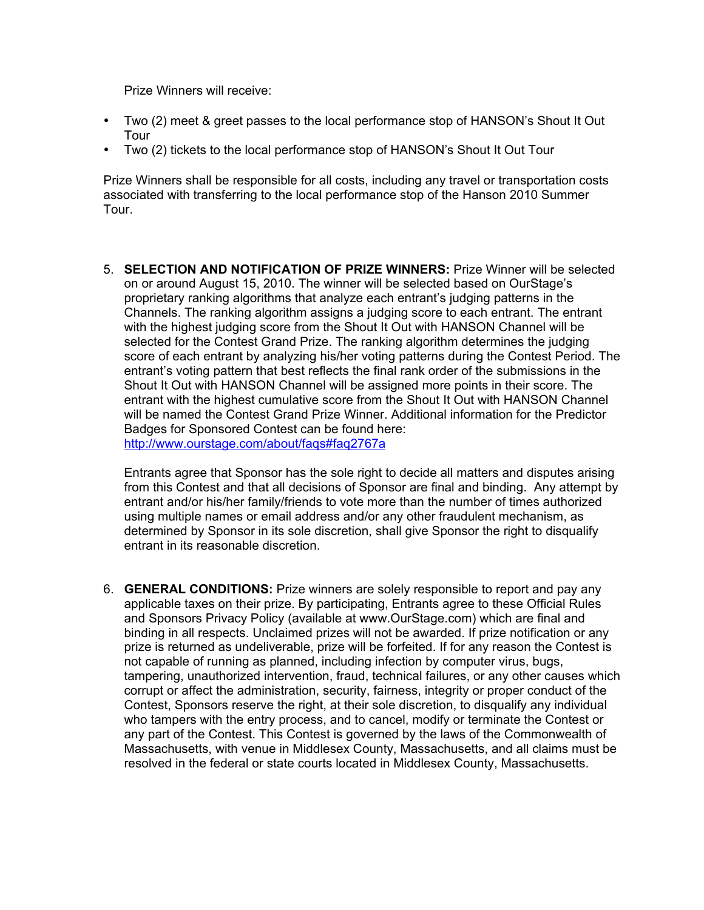Prize Winners will receive:

- Two (2) meet & greet passes to the local performance stop of HANSON's Shout It Out Tour
- Two (2) tickets to the local performance stop of HANSON's Shout It Out Tour

Prize Winners shall be responsible for all costs, including any travel or transportation costs associated with transferring to the local performance stop of the Hanson 2010 Summer Tour.

5. **SELECTION AND NOTIFICATION OF PRIZE WINNERS:** Prize Winner will be selected on or around August 15, 2010. The winner will be selected based on OurStage's proprietary ranking algorithms that analyze each entrant's judging patterns in the Channels. The ranking algorithm assigns a judging score to each entrant. The entrant with the highest judging score from the Shout It Out with HANSON Channel will be selected for the Contest Grand Prize. The ranking algorithm determines the judging score of each entrant by analyzing his/her voting patterns during the Contest Period. The entrant's voting pattern that best reflects the final rank order of the submissions in the Shout It Out with HANSON Channel will be assigned more points in their score. The entrant with the highest cumulative score from the Shout It Out with HANSON Channel will be named the Contest Grand Prize Winner. Additional information for the Predictor Badges for Sponsored Contest can be found here: http://www.ourstage.com/about/faqs#faq2767a

   Entrants agree that Sponsor has the sole right to decide all matters and disputes arising from this Contest and that all decisions of Sponsor are final and binding. Any attempt by entrant and/or his/her family/friends to vote more than the number of times authorized using multiple names or email address and/or any other fraudulent mechanism, as determined by Sponsor in its sole discretion, shall give Sponsor the right to disqualify entrant in its reasonable discretion.

6. **GENERAL CONDITIONS:** Prize winners are solely responsible to report and pay any applicable taxes on their prize. By participating, Entrants agree to these Official Rules and Sponsors Privacy Policy (available at www.OurStage.com) which are final and binding in all respects. Unclaimed prizes will not be awarded. If prize notification or any prize is returned as undeliverable, prize will be forfeited. If for any reason the Contest is not capable of running as planned, including infection by computer virus, bugs, tampering, unauthorized intervention, fraud, technical failures, or any other causes which corrupt or affect the administration, security, fairness, integrity or proper conduct of the Contest, Sponsors reserve the right, at their sole discretion, to disqualify any individual who tampers with the entry process, and to cancel, modify or terminate the Contest or any part of the Contest. This Contest is governed by the laws of the Commonwealth of Massachusetts, with venue in Middlesex County, Massachusetts, and all claims must be resolved in the federal or state courts located in Middlesex County, Massachusetts.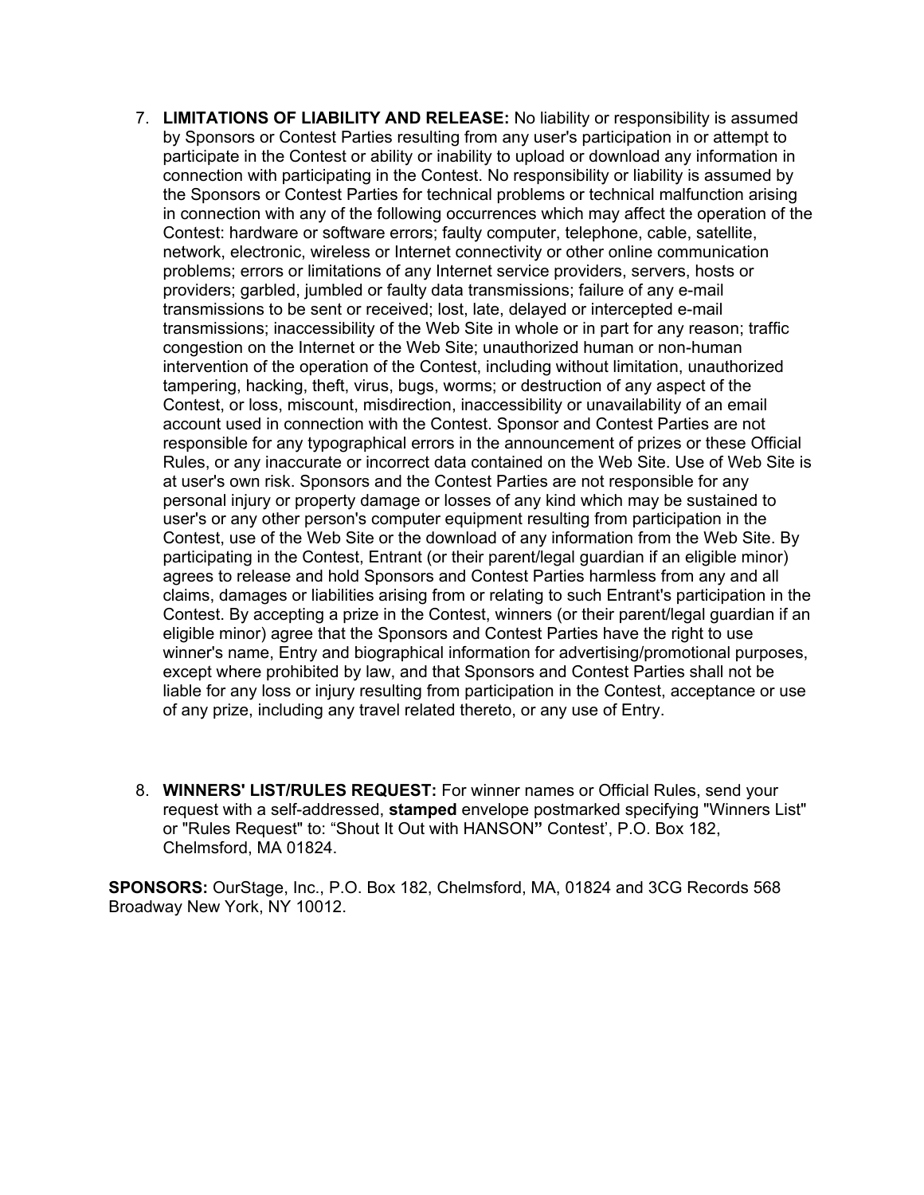7. **LIMITATIONS OF LIABILITY AND RELEASE:** No liability or responsibility is assumed by Sponsors or Contest Parties resulting from any user's participation in or attempt to participate in the Contest or ability or inability to upload or download any information in connection with participating in the Contest. No responsibility or liability is assumed by the Sponsors or Contest Parties for technical problems or technical malfunction arising in connection with any of the following occurrences which may affect the operation of the Contest: hardware or software errors; faulty computer, telephone, cable, satellite, network, electronic, wireless or Internet connectivity or other online communication problems; errors or limitations of any Internet service providers, servers, hosts or providers; garbled, jumbled or faulty data transmissions; failure of any e-mail transmissions to be sent or received; lost, late, delayed or intercepted e-mail transmissions; inaccessibility of the Web Site in whole or in part for any reason; traffic congestion on the Internet or the Web Site; unauthorized human or non-human intervention of the operation of the Contest, including without limitation, unauthorized tampering, hacking, theft, virus, bugs, worms; or destruction of any aspect of the Contest, or loss, miscount, misdirection, inaccessibility or unavailability of an email account used in connection with the Contest. Sponsor and Contest Parties are not responsible for any typographical errors in the announcement of prizes or these Official Rules, or any inaccurate or incorrect data contained on the Web Site. Use of Web Site is at user's own risk. Sponsors and the Contest Parties are not responsible for any personal injury or property damage or losses of any kind which may be sustained to user's or any other person's computer equipment resulting from participation in the Contest, use of the Web Site or the download of any information from the Web Site. By participating in the Contest, Entrant (or their parent/legal guardian if an eligible minor) agrees to release and hold Sponsors and Contest Parties harmless from any and all claims, damages or liabilities arising from or relating to such Entrant's participation in the Contest. By accepting a prize in the Contest, winners (or their parent/legal guardian if an eligible minor) agree that the Sponsors and Contest Parties have the right to use winner's name, Entry and biographical information for advertising/promotional purposes, except where prohibited by law, and that Sponsors and Contest Parties shall not be liable for any loss or injury resulting from participation in the Contest, acceptance or use of any prize, including any travel related thereto, or any use of Entry.

8. **WINNERS' LIST/RULES REQUEST:** For winner names or Official Rules, send your request with a self-addressed, **stamped** envelope postmarked specifying "Winners List" or "Rules Request" to: “Shout It Out with HANSON**”** Contest’, P.O. Box 182, Chelmsford, MA 01824.

**SPONSORS:** OurStage, Inc., P.O. Box 182, Chelmsford, MA, 01824 and 3CG Records 568 Broadway New York, NY 10012.